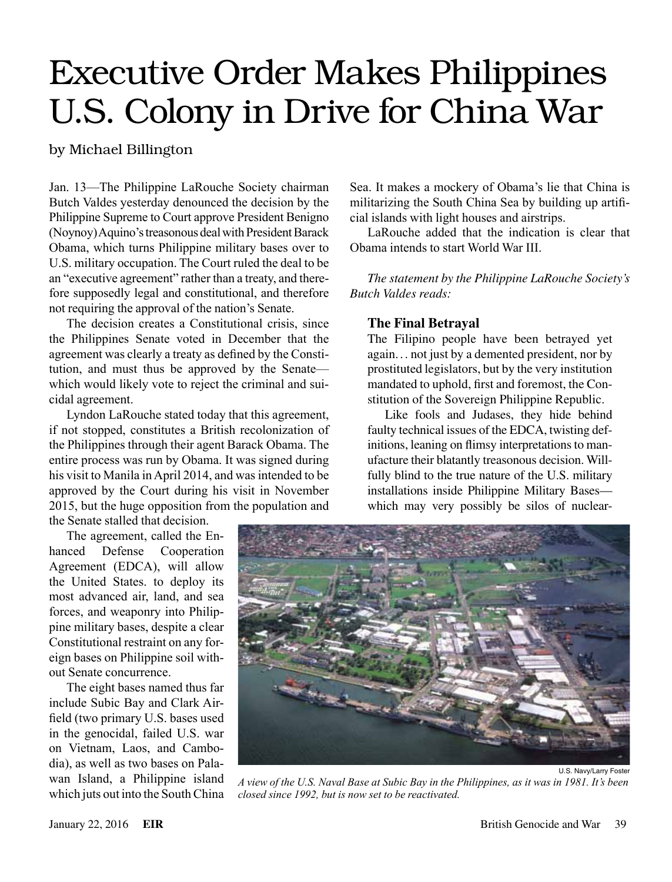# Executive Order Makes Philippines U.S. Colony in Drive for China War

by Michael Billington

Jan. 13—The Philippine LaRouche Society chairman Butch Valdes yesterday denounced the decision by the Philippine Supreme to Court approve President Benigno (Noynoy) Aquino's treasonous deal with President Barack Obama, which turns Philippine military bases over to U.S. military occupation. The Court ruled the deal to be an "executive agreement" rather than a treaty, and therefore supposedly legal and constitutional, and therefore not requiring the approval of the nation's Senate.

The decision creates a Constitutional crisis, since the Philippines Senate voted in December that the agreement was clearly a treaty as defined by the Constitution, and must thus be approved by the Senate—which would likely vote to reject the criminal and suicidal agreement.

Lyndon LaRouche stated today that this agreement, if not stopped, constitutes a British recolonization of the Philippines through their agent Barack Obama. The entire process was run by Obama. It was signed during his visit to Manila in April 2014, and was intended to be approved by the Court during his visit in November 2015, but the huge opposition from the population and the Senate stalled that decision.

The agreement, called the Enhanced Defense Cooperation Agreement (EDCA), will allow the United States. to deploy its most advanced air, land, and sea forces, and weaponry into Philippine military bases, despite a clear Constitutional restraint on any foreign bases on Philippine soil without Senate concurrence.

The eight bases named thus far include Subic Bay and Clark Airfield (two primary U.S. bases used in the genocidal, failed U.S. war on Vietnam, Laos, and Cambodia), as well as two bases on Palawan Island, a Philippine island which juts out into the South China Sea. It makes a mockery of Obama's lie that China is militarizing the South China Sea by building up artificial islands with light houses and airstrips.

LaRouche added that the indication is clear that Obama intends to start World War III.

*The statement by the Philippine LaRouche Society's Butch Valdes reads:*

### The Final Betrayal

The Filipino people have been betrayed yet again... not just by a demented president, nor by prostituted legislators, but by the very institution mandated to uphold, first and foremost, the Constitution of the Sovereign Philippine Republic.

Like fools and Judases, they hide behind faulty technical issues of the EDCA, twisting definitions, leaning on flimsy interpretations to manufacture their blatantly treasonous decision. Willfully blind to the true nature of the U.S. military installations inside Philippine Military Bases—which may very possibly be silos of nuclear-

U.S. Navy/Larry Foster

*A view of the U.S. Naval Base at Subic Bay in the Philippines, as it was in 1981. It's been closed since 1992, but is now set to be reactivated.*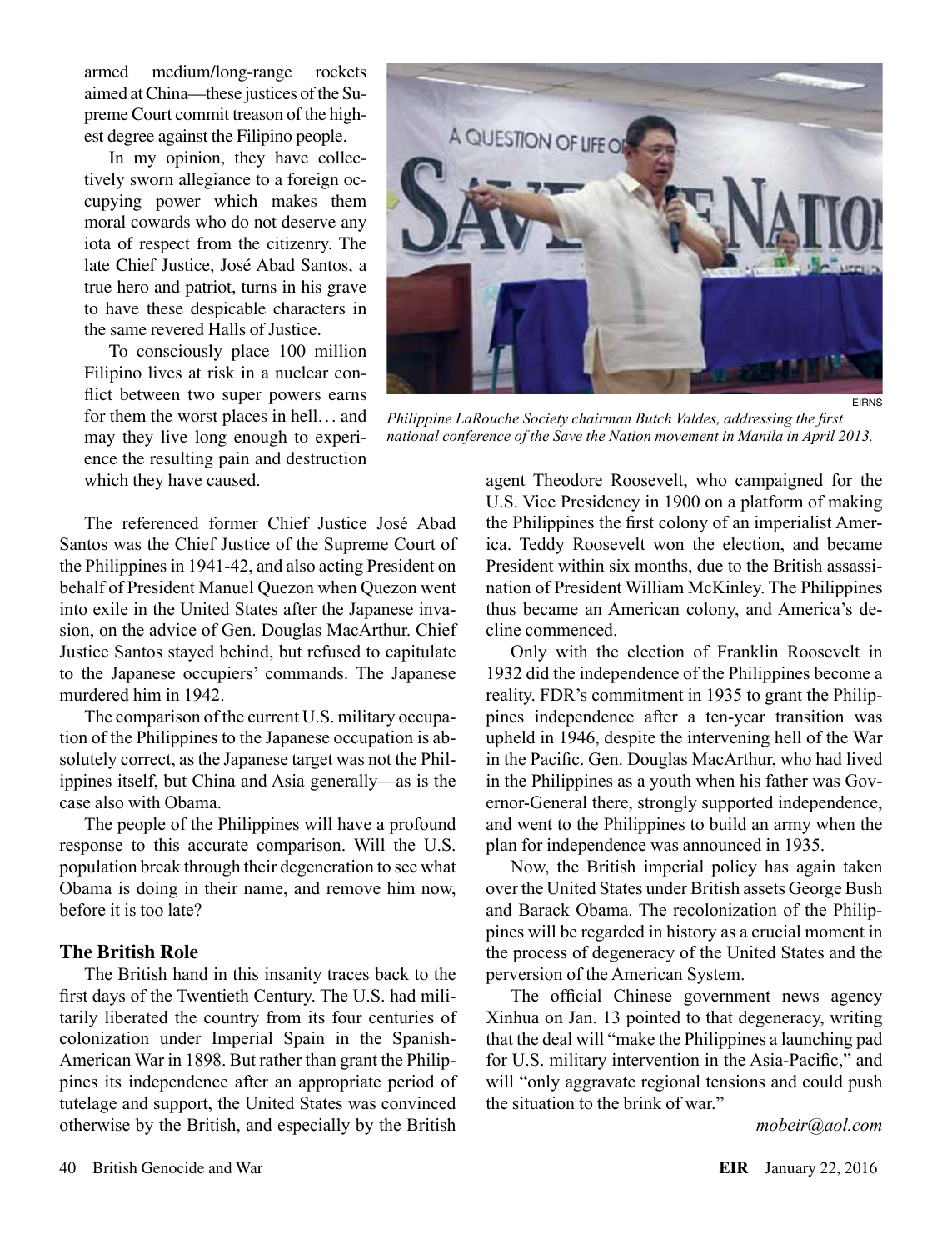armed medium/long-range rockets aimed at China—these justices of the Supreme Court commit treason of the highest degree against the Filipino people.

In my opinion, they have collectively sworn allegiance to a foreign occupying power which makes them moral cowards who do not deserve any iota of respect from the citizenry. The late Chief Justice, José Abad Santos, a true hero and patriot, turns in his grave to have these despicable characters in the same revered Halls of Justice.

To consciously place 100 million Filipino lives at risk in a nuclear conflict between two super powers earns for them the worst places in hell… and may they live long enough to experience the resulting pain and destruction which they have caused.

EIRNS

*Philippine LaRouche Society chairman Butch Valdes, addressing the first national conference of the Save the Nation movement in Manila in April 2013.*

The referenced former Chief Justice José Abad Santos was the Chief Justice of the Supreme Court of the Philippines in 1941-42, and also acting President on behalf of President Manuel Quezon when Quezon went into exile in the United States after the Japanese invasion, on the advice of Gen. Douglas MacArthur. Chief Justice Santos stayed behind, but refused to capitulate to the Japanese occupiers' commands. The Japanese murdered him in 1942.

The comparison of the current U.S. military occupation of the Philippines to the Japanese occupation is absolutely correct, as the Japanese target was not the Philippines itself, but China and Asia generally—as is the case also with Obama.

The people of the Philippines will have a profound response to this accurate comparison. Will the U.S. population break through their degeneration to see what Obama is doing in their name, and remove him now, before it is too late?

### The British Role

The British hand in this insanity traces back to the first days of the Twentieth Century. The U.S. had militarily liberated the country from its four centuries of colonization under Imperial Spain in the Spanish-American War in 1898. But rather than grant the Philippines its independence after an appropriate period of tutelage and support, the United States was convinced otherwise by the British, and especially by the British agent Theodore Roosevelt, who campaigned for the U.S. Vice Presidency in 1900 on a platform of making the Philippines the first colony of an imperialist America. Teddy Roosevelt won the election, and became President within six months, due to the British assassination of President William McKinley. The Philippines thus became an American colony, and America's decline commenced.

Only with the election of Franklin Roosevelt in 1932 did the independence of the Philippines become a reality. FDR's commitment in 1935 to grant the Philippines independence after a ten-year transition was upheld in 1946, despite the intervening hell of the War in the Pacific. Gen. Douglas MacArthur, who had lived in the Philippines as a youth when his father was Governor-General there, strongly supported independence, and went to the Philippines to build an army when the plan for independence was announced in 1935.

Now, the British imperial policy has again taken over the United States under British assets George Bush and Barack Obama. The recolonization of the Philippines will be regarded in history as a crucial moment in the process of degeneracy of the United States and the perversion of the American System.

The official Chinese government news agency Xinhua on Jan. 13 pointed to that degeneracy, writing that the deal will "make the Philippines a launching pad for U.S. military intervention in the Asia-Pacific," and will "only aggravate regional tensions and could push the situation to the brink of war."

*mobeir@aol.com*